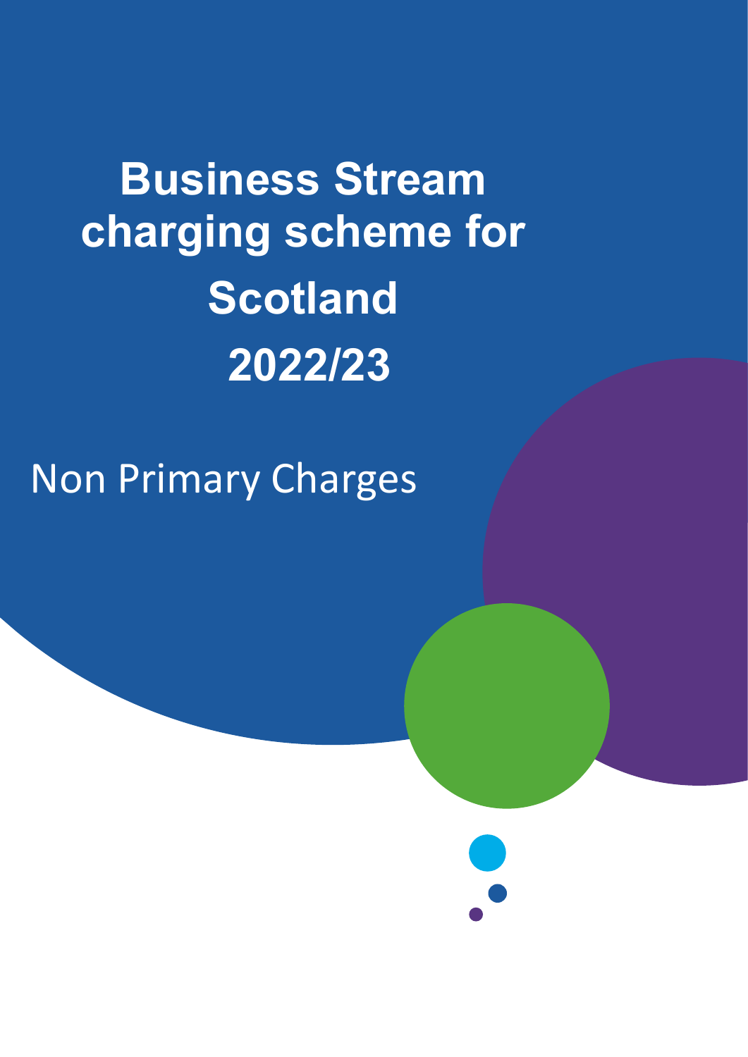# Business Stream charging scheme for Scotland 2022/23

Non Primary Charges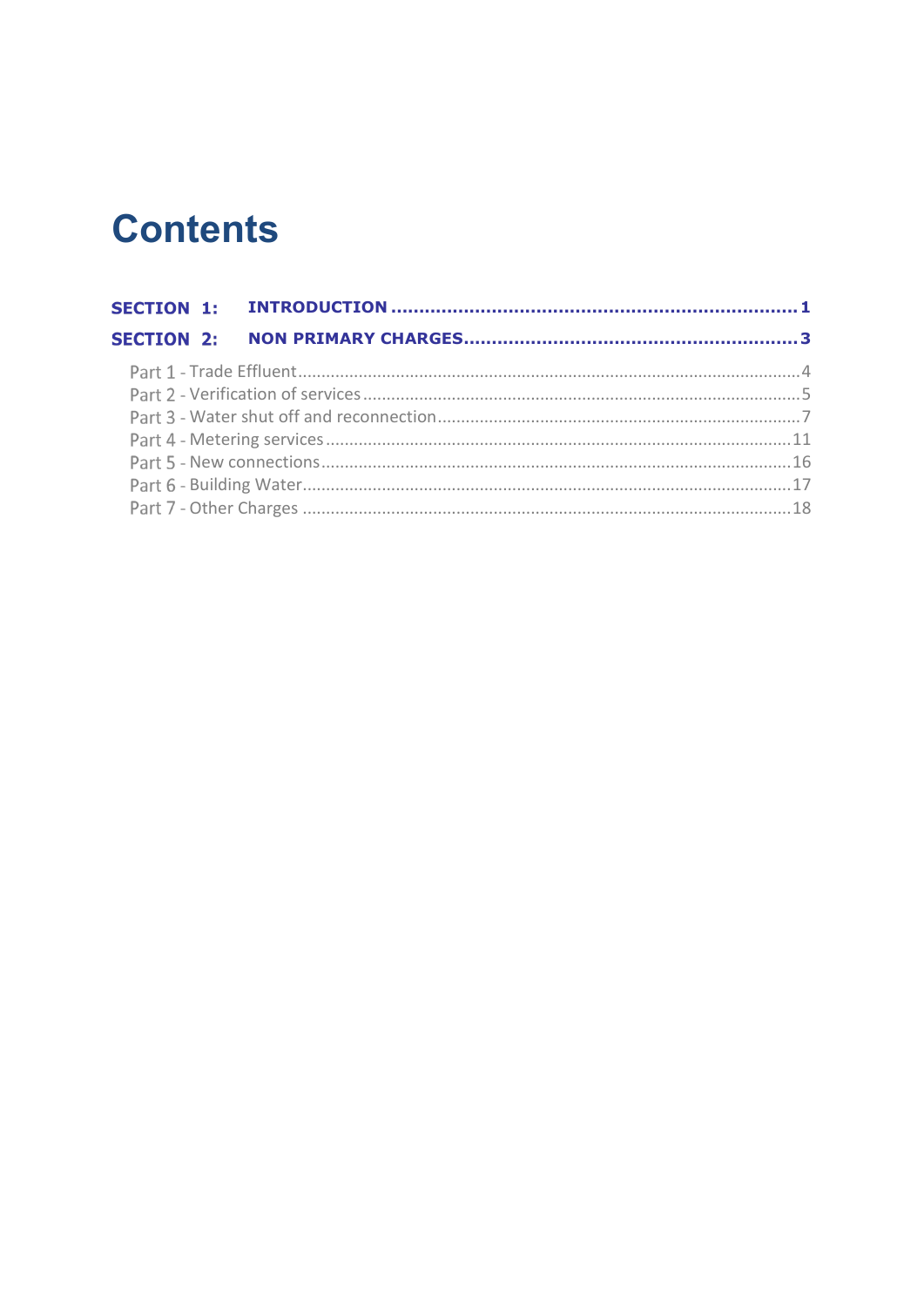# Contents

**SECTION 1: INTRODUCTION** ........................................................................ 1

**SECTION 2: NON PRIMARY CHARGES** ........................................................... 3

Part 1 - Trade Effluent ........................................................................................ 4
Part 2 - Verification of services .......................................................................... 5
Part 3 - Water shut off and reconnection ............................................................ 7
Part 4 - Metering services ................................................................................. 11
Part 5 - New connections .................................................................................. 16
Part 6 - Building Water ...................................................................................... 17
Part 7 - Other Charges ...................................................................................... 18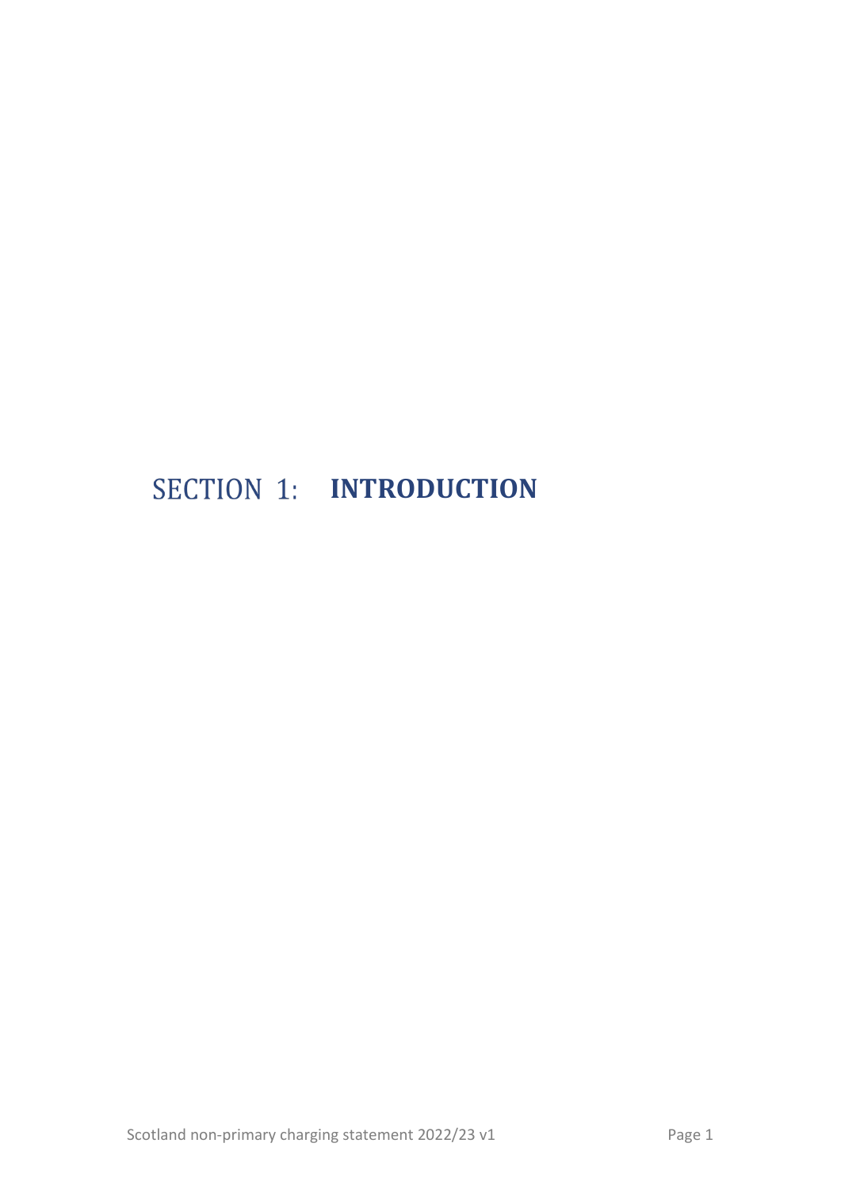# SECTION 1: INTRODUCTION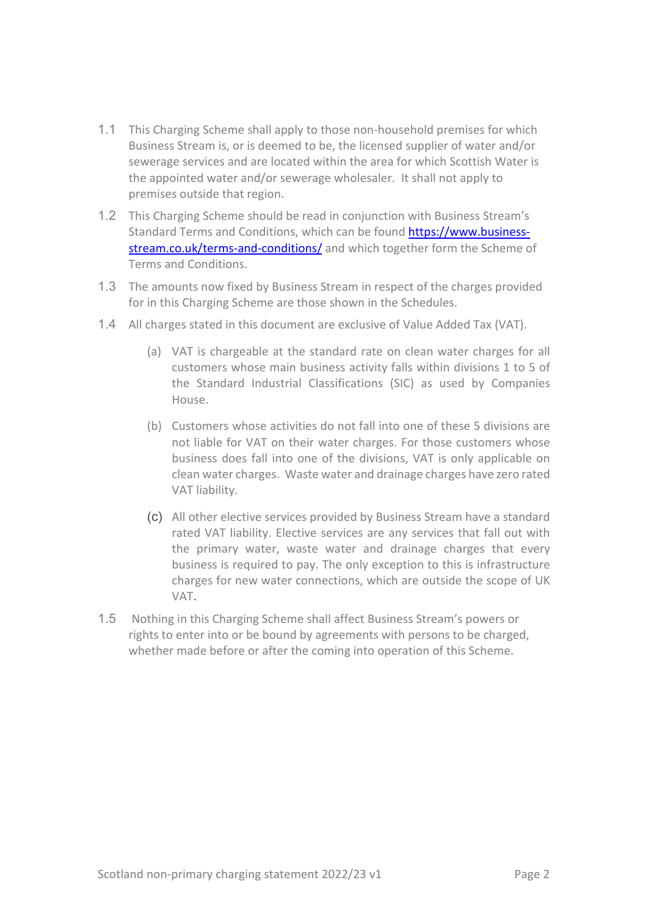1.1 This Charging Scheme shall apply to those non-household premises for which Business Stream is, or is deemed to be, the licensed supplier of water and/or sewerage services and are located within the area for which Scottish Water is the appointed water and/or sewerage wholesaler. It shall not apply to premises outside that region.

1.2 This Charging Scheme should be read in conjunction with Business Stream's Standard Terms and Conditions, which can be found [https://www.business-stream.co.uk/terms-and-conditions/](https://www.business-stream.co.uk/terms-and-conditions/) and which together form the Scheme of Terms and Conditions.

1.3 The amounts now fixed by Business Stream in respect of the charges provided for in this Charging Scheme are those shown in the Schedules.

1.4 All charges stated in this document are exclusive of Value Added Tax (VAT).

(a) VAT is chargeable at the standard rate on clean water charges for all customers whose main business activity falls within divisions 1 to 5 of the Standard Industrial Classifications (SIC) as used by Companies House.

(b) Customers whose activities do not fall into one of these 5 divisions are not liable for VAT on their water charges. For those customers whose business does fall into one of the divisions, VAT is only applicable on clean water charges. Waste water and drainage charges have zero rated VAT liability.

(c) All other elective services provided by Business Stream have a standard rated VAT liability. Elective services are any services that fall out with the primary water, waste water and drainage charges that every business is required to pay. The only exception to this is infrastructure charges for new water connections, which are outside the scope of UK VAT.

1.5 Nothing in this Charging Scheme shall affect Business Stream's powers or rights to enter into or be bound by agreements with persons to be charged, whether made before or after the coming into operation of this Scheme.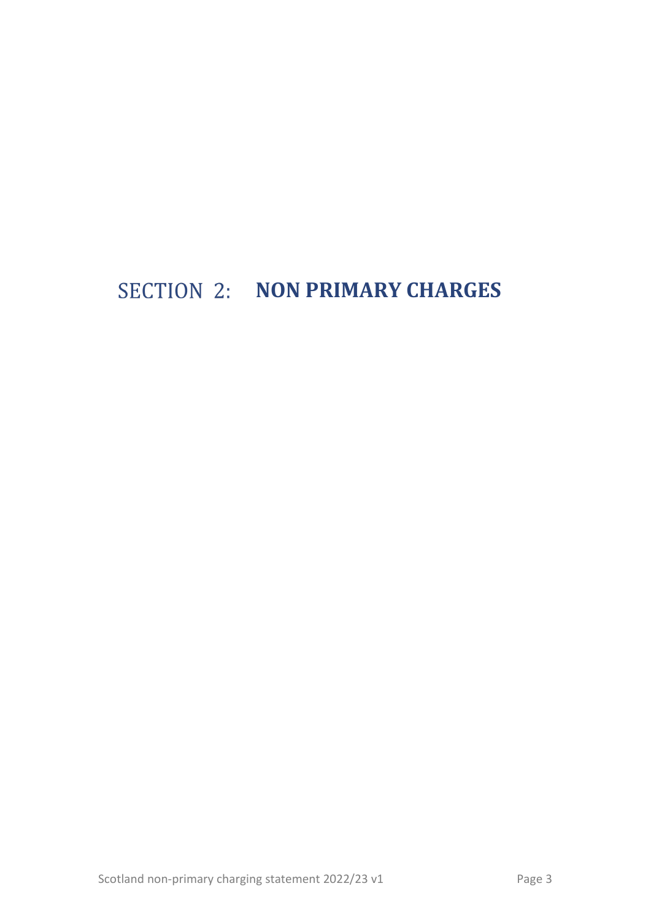# SECTION 2: **NON PRIMARY CHARGES**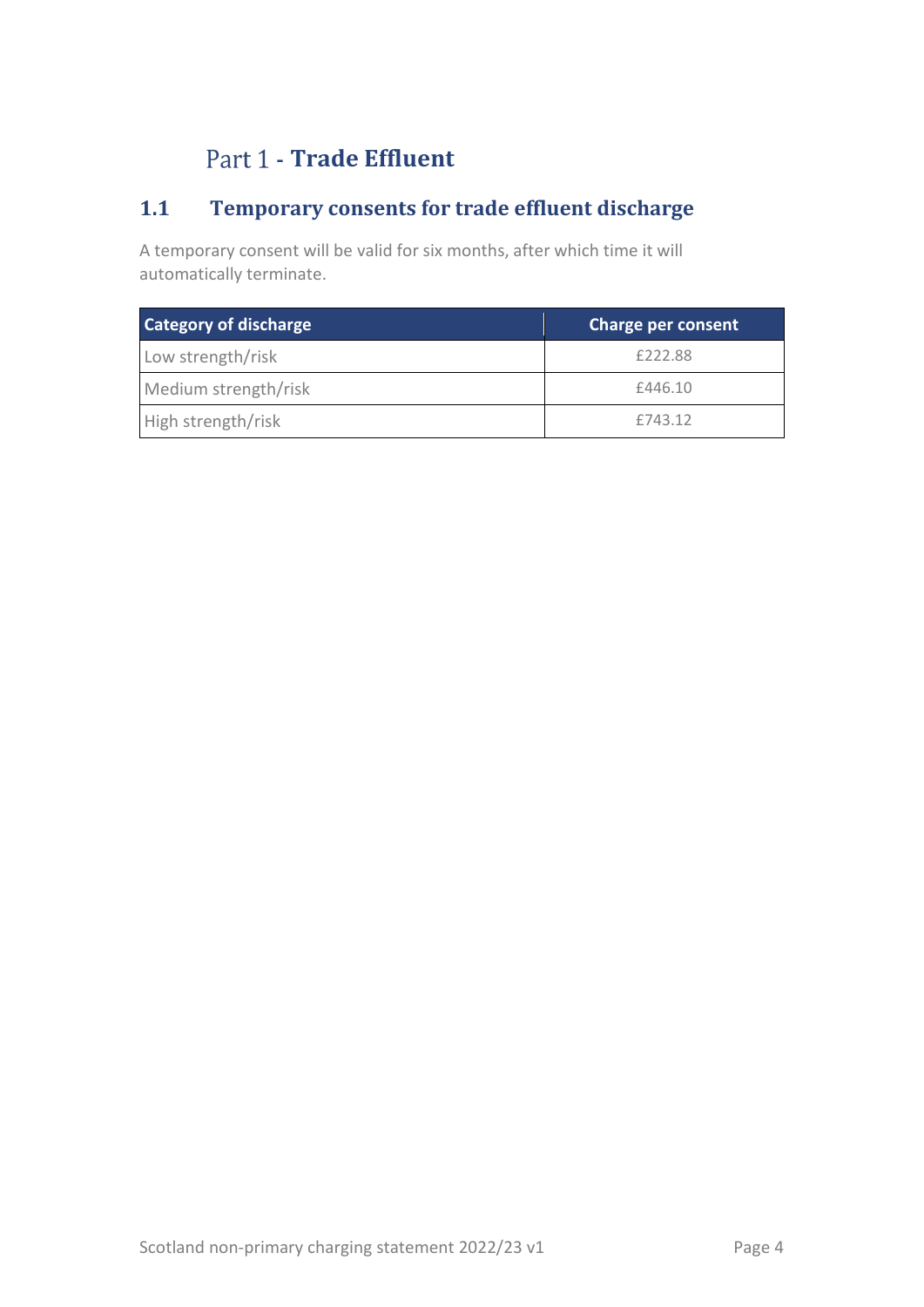# Part 1 - Trade Effluent

## 1.1 Temporary consents for trade effluent discharge

A temporary consent will be valid for six months, after which time it will automatically terminate.

| Category of discharge | Charge per consent |
| --- | --- |
| Low strength/risk | £222.88 |
| Medium strength/risk | £446.10 |
| High strength/risk | £743.12 |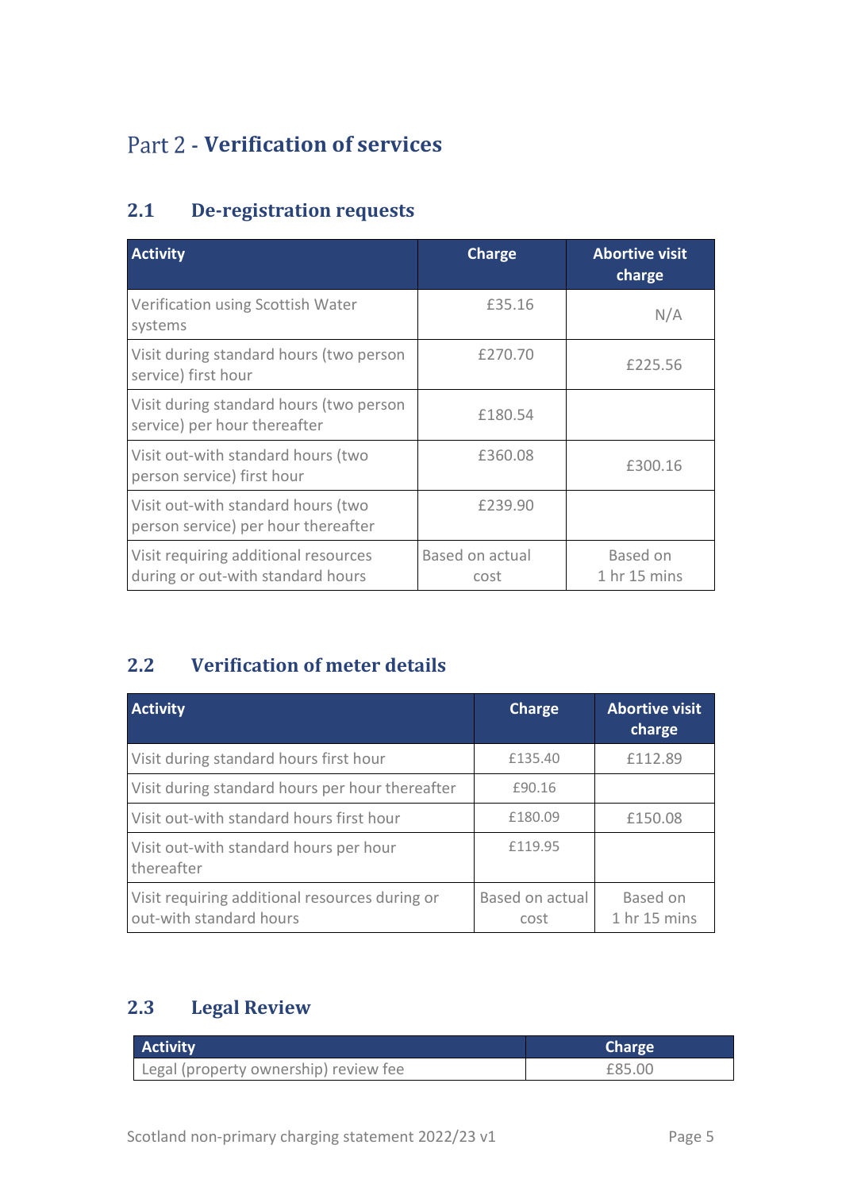# Part 2 - Verification of services

## 2.1 De-registration requests

| Activity | Charge | Abortive visit charge |
|---|---|---|
| Verification using Scottish Water systems | £35.16 | N/A |
| Visit during standard hours (two person service) first hour | £270.70 | £225.56 |
| Visit during standard hours (two person service) per hour thereafter | £180.54 | |
| Visit out-with standard hours (two person service) first hour | £360.08 | £300.16 |
| Visit out-with standard hours (two person service) per hour thereafter | £239.90 | |
| Visit requiring additional resources during or out-with standard hours | Based on actual cost | Based on 1 hr 15 mins |

## 2.2 Verification of meter details

| Activity | Charge | Abortive visit charge |
|---|---|---|
| Visit during standard hours first hour | £135.40 | £112.89 |
| Visit during standard hours per hour thereafter | £90.16 | |
| Visit out-with standard hours first hour | £180.09 | £150.08 |
| Visit out-with standard hours per hour thereafter | £119.95 | |
| Visit requiring additional resources during or out-with standard hours | Based on actual cost | Based on 1 hr 15 mins |

## 2.3 Legal Review

| Activity | Charge |
|---|---|
| Legal (property ownership) review fee | £85.00 |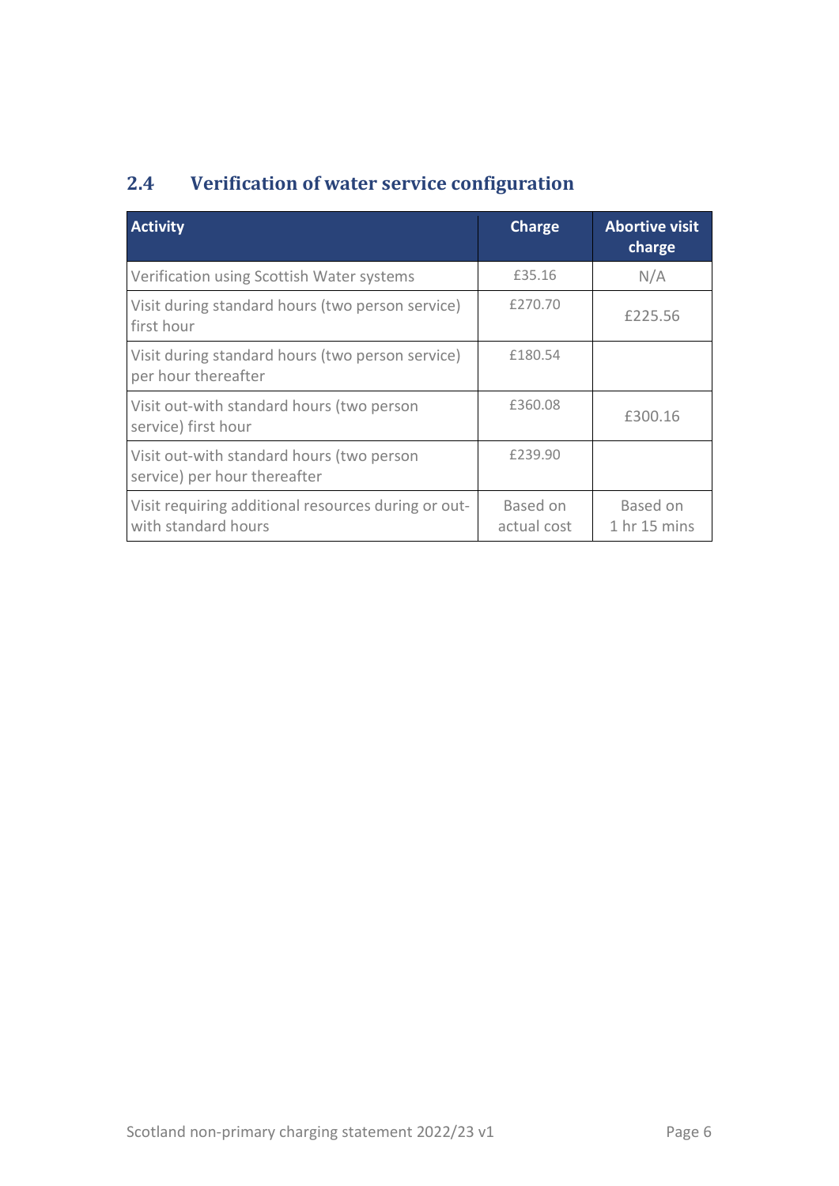## 2.4 Verification of water service configuration

| Activity | Charge | Abortive visit charge |
|---|---|---|
| Verification using Scottish Water systems | £35.16 | N/A |
| Visit during standard hours (two person service) first hour | £270.70 | £225.56 |
| Visit during standard hours (two person service) per hour thereafter | £180.54 | |
| Visit out-with standard hours (two person service) first hour | £360.08 | £300.16 |
| Visit out-with standard hours (two person service) per hour thereafter | £239.90 | |
| Visit requiring additional resources during or out-with standard hours | Based on actual cost | Based on 1 hr 15 mins |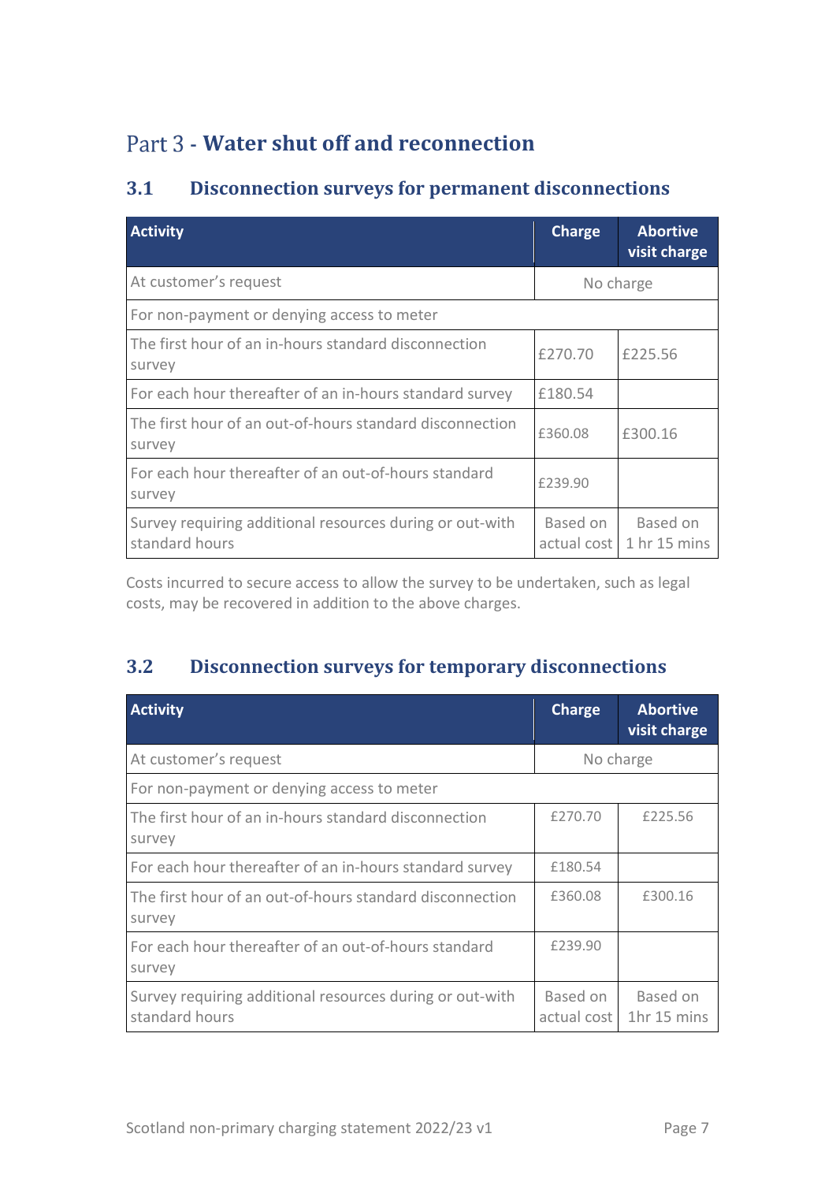# Part 3 - **Water shut off and reconnection**

## 3.1 Disconnection surveys for permanent disconnections

| Activity | Charge | Abortive visit charge |
|---|---|---|
| At customer's request | No charge | |
| For non-payment or denying access to meter | | |
| The first hour of an in-hours standard disconnection survey | £270.70 | £225.56 |
| For each hour thereafter of an in-hours standard survey | £180.54 | |
| The first hour of an out-of-hours standard disconnection survey | £360.08 | £300.16 |
| For each hour thereafter of an out-of-hours standard survey | £239.90 | |
| Survey requiring additional resources during or out-with standard hours | Based on actual cost | Based on 1 hr 15 mins |

Costs incurred to secure access to allow the survey to be undertaken, such as legal costs, may be recovered in addition to the above charges.

## 3.2 Disconnection surveys for temporary disconnections

| Activity | Charge | Abortive visit charge |
|---|---|---|
| At customer's request | No charge | |
| For non-payment or denying access to meter | | |
| The first hour of an in-hours standard disconnection survey | £270.70 | £225.56 |
| For each hour thereafter of an in-hours standard survey | £180.54 | |
| The first hour of an out-of-hours standard disconnection survey | £360.08 | £300.16 |
| For each hour thereafter of an out-of-hours standard survey | £239.90 | |
| Survey requiring additional resources during or out-with standard hours | Based on actual cost | Based on 1hr 15 mins |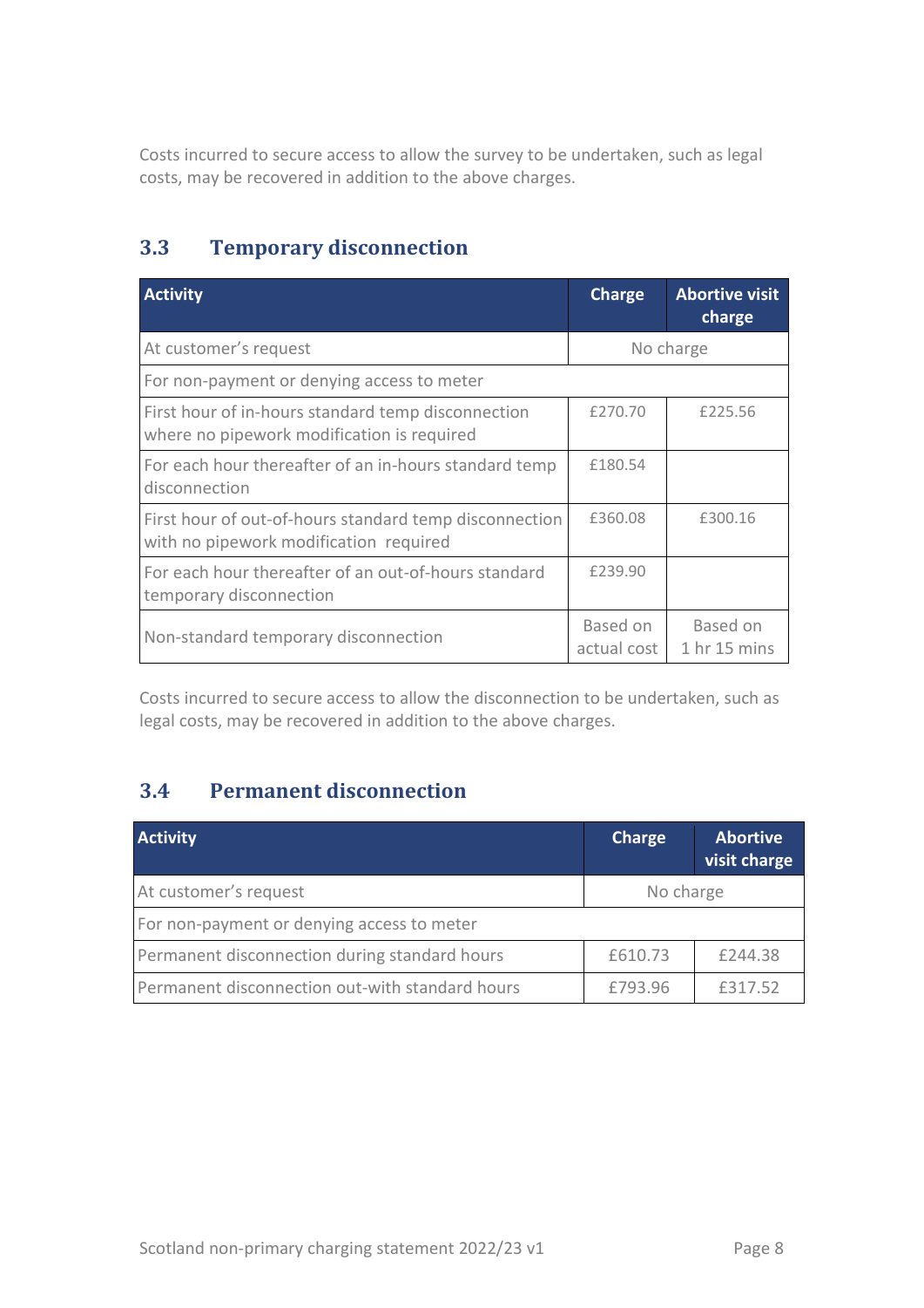Costs incurred to secure access to allow the survey to be undertaken, such as legal costs, may be recovered in addition to the above charges.

## 3.3 Temporary disconnection

| Activity | Charge | Abortive visit charge |
|---|---|---|
| At customer's request | No charge | |
| For non-payment or denying access to meter | | |
| First hour of in-hours standard temp disconnection where no pipework modification is required | £270.70 | £225.56 |
| For each hour thereafter of an in-hours standard temp disconnection | £180.54 | |
| First hour of out-of-hours standard temp disconnection with no pipework modification required | £360.08 | £300.16 |
| For each hour thereafter of an out-of-hours standard temporary disconnection | £239.90 | |
| Non-standard temporary disconnection | Based on actual cost | Based on 1 hr 15 mins |

Costs incurred to secure access to allow the disconnection to be undertaken, such as legal costs, may be recovered in addition to the above charges.

## 3.4 Permanent disconnection

| Activity | Charge | Abortive visit charge |
|---|---|---|
| At customer's request | No charge | |
| For non-payment or denying access to meter | | |
| Permanent disconnection during standard hours | £610.73 | £244.38 |
| Permanent disconnection out-with standard hours | £793.96 | £317.52 |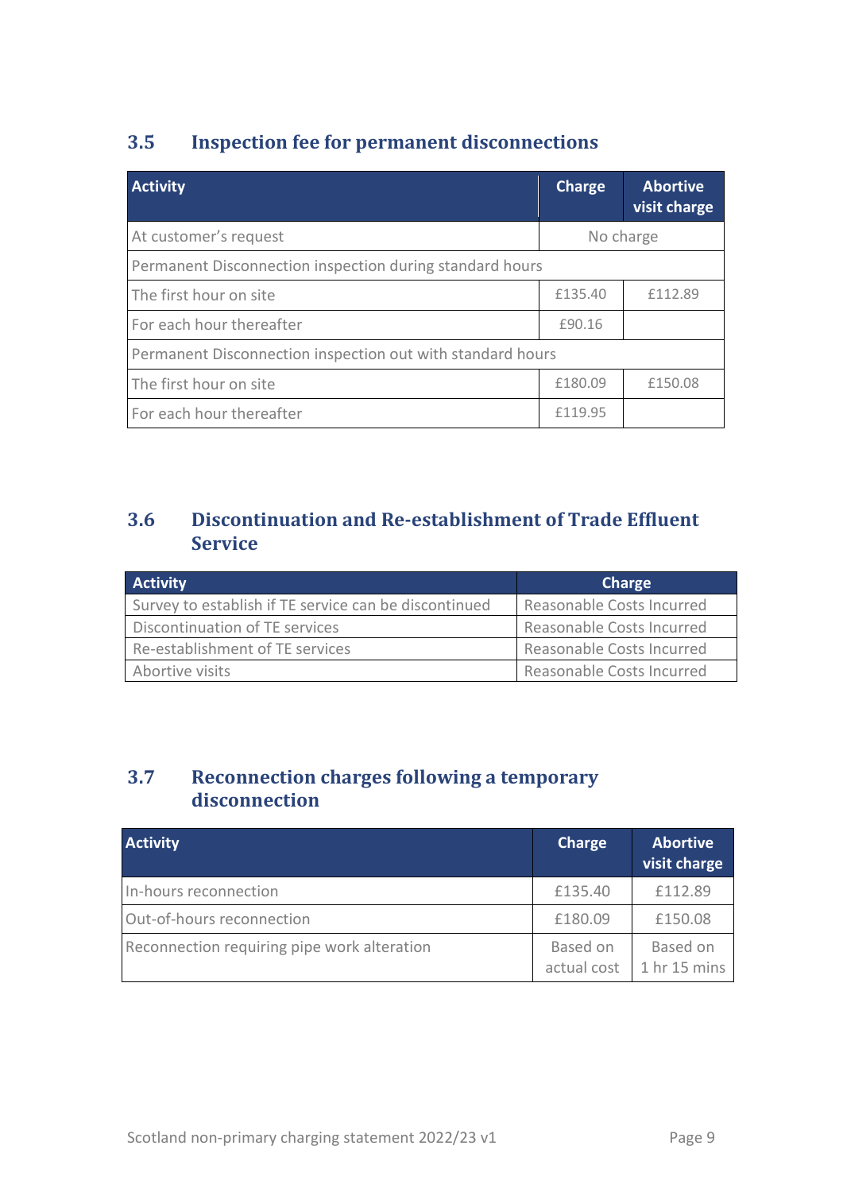## 3.5 Inspection fee for permanent disconnections

| Activity | Charge | Abortive visit charge |
| --- | --- | --- |
| At customer's request | No charge | |
| Permanent Disconnection inspection during standard hours | | |
| The first hour on site | £135.40 | £112.89 |
| For each hour thereafter | £90.16 | |
| Permanent Disconnection inspection out with standard hours | | |
| The first hour on site | £180.09 | £150.08 |
| For each hour thereafter | £119.95 | |

## 3.6 Discontinuation and Re-establishment of Trade Effluent Service

| Activity | Charge |
| --- | --- |
| Survey to establish if TE service can be discontinued | Reasonable Costs Incurred |
| Discontinuation of TE services | Reasonable Costs Incurred |
| Re-establishment of TE services | Reasonable Costs Incurred |
| Abortive visits | Reasonable Costs Incurred |

## 3.7 Reconnection charges following a temporary disconnection

| Activity | Charge | Abortive visit charge |
| --- | --- | --- |
| In-hours reconnection | £135.40 | £112.89 |
| Out-of-hours reconnection | £180.09 | £150.08 |
| Reconnection requiring pipe work alteration | Based on actual cost | Based on 1 hr 15 mins |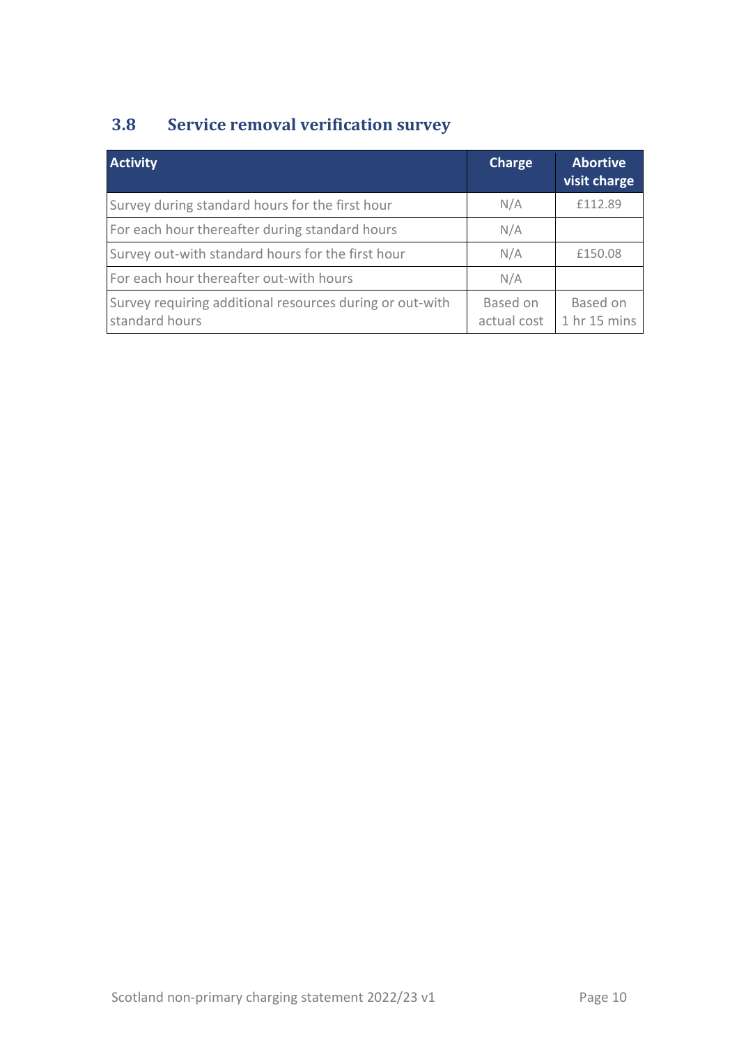## 3.8 Service removal verification survey

| Activity | Charge | Abortive visit charge |
|---|---|---|
| Survey during standard hours for the first hour | N/A | £112.89 |
| For each hour thereafter during standard hours | N/A | |
| Survey out-with standard hours for the first hour | N/A | £150.08 |
| For each hour thereafter out-with hours | N/A | |
| Survey requiring additional resources during or out-with standard hours | Based on actual cost | Based on 1 hr 15 mins |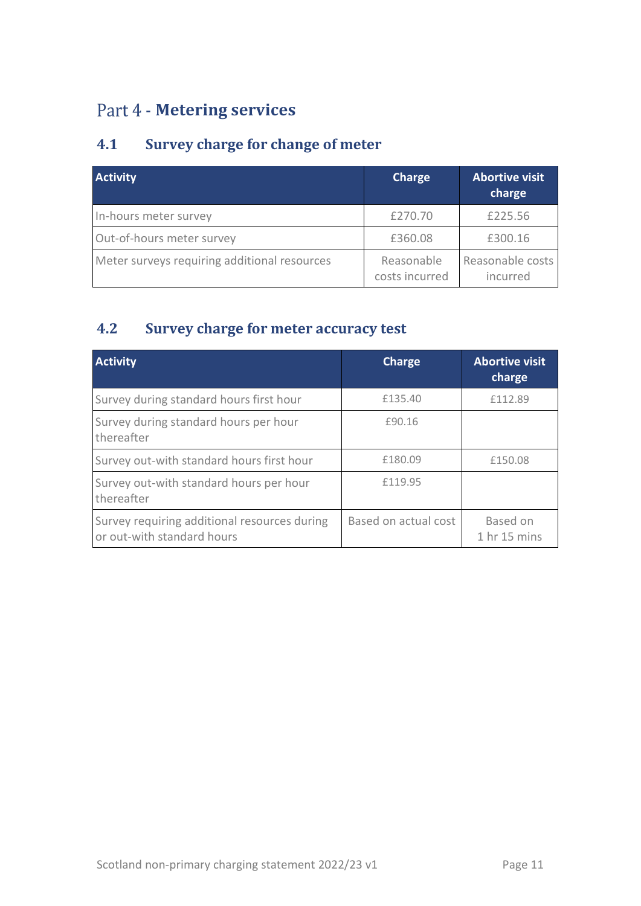# Part 4 - **Metering services**

## 4.1 Survey charge for change of meter

| Activity | Charge | Abortive visit charge |
|---|---|---|
| In-hours meter survey | £270.70 | £225.56 |
| Out-of-hours meter survey | £360.08 | £300.16 |
| Meter surveys requiring additional resources | Reasonable costs incurred | Reasonable costs incurred |

## 4.2 Survey charge for meter accuracy test

| Activity | Charge | Abortive visit charge |
|---|---|---|
| Survey during standard hours first hour | £135.40 | £112.89 |
| Survey during standard hours per hour thereafter | £90.16 | |
| Survey out-with standard hours first hour | £180.09 | £150.08 |
| Survey out-with standard hours per hour thereafter | £119.95 | |
| Survey requiring additional resources during or out-with standard hours | Based on actual cost | Based on 1 hr 15 mins |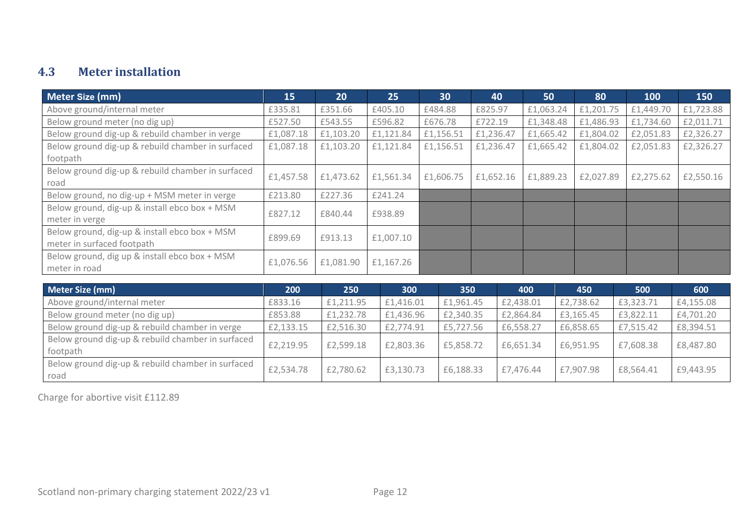## 4.3 Meter installation

| Meter Size (mm) | 15 | 20 | 25 | 30 | 40 | 50 | 80 | 100 | 150 |
|---|---|---|---|---|---|---|---|---|---|
| Above ground/internal meter | £335.81 | £351.66 | £405.10 | £484.88 | £825.97 | £1,063.24 | £1,201.75 | £1,449.70 | £1,723.88 |
| Below ground meter (no dig up) | £527.50 | £543.55 | £596.82 | £676.78 | £722.19 | £1,348.48 | £1,486.93 | £1,734.60 | £2,011.71 |
| Below ground dig-up & rebuild chamber in verge | £1,087.18 | £1,103.20 | £1,121.84 | £1,156.51 | £1,236.47 | £1,665.42 | £1,804.02 | £2,051.83 | £2,326.27 |
| Below ground dig-up & rebuild chamber in surfaced footpath | £1,087.18 | £1,103.20 | £1,121.84 | £1,156.51 | £1,236.47 | £1,665.42 | £1,804.02 | £2,051.83 | £2,326.27 |
| Below ground dig-up & rebuild chamber in surfaced road | £1,457.58 | £1,473.62 | £1,561.34 | £1,606.75 | £1,652.16 | £1,889.23 | £2,027.89 | £2,275.62 | £2,550.16 |
| Below ground, no dig-up + MSM meter in verge | £213.80 | £227.36 | £241.24 | | | | | | |
| Below ground, dig-up & install ebco box + MSM meter in verge | £827.12 | £840.44 | £938.89 | | | | | | |
| Below ground, dig-up & install ebco box + MSM meter in surfaced footpath | £899.69 | £913.13 | £1,007.10 | | | | | | |
| Below ground, dig up & install ebco box + MSM meter in road | £1,076.56 | £1,081.90 | £1,167.26 | | | | | | |

| Meter Size (mm) | 200 | 250 | 300 | 350 | 400 | 450 | 500 | 600 |
|---|---|---|---|---|---|---|---|---|
| Above ground/internal meter | £833.16 | £1,211.95 | £1,416.01 | £1,961.45 | £2,438.01 | £2,738.62 | £3,323.71 | £4,155.08 |
| Below ground meter (no dig up) | £853.88 | £1,232.78 | £1,436.96 | £2,340.35 | £2,864.84 | £3,165.45 | £3,822.11 | £4,701.20 |
| Below ground dig-up & rebuild chamber in verge | £2,133.15 | £2,516.30 | £2,774.91 | £5,727.56 | £6,558.27 | £6,858.65 | £7,515.42 | £8,394.51 |
| Below ground dig-up & rebuild chamber in surfaced footpath | £2,219.95 | £2,599.18 | £2,803.36 | £5,858.72 | £6,651.34 | £6,951.95 | £7,608.38 | £8,487.80 |
| Below ground dig-up & rebuild chamber in surfaced road | £2,534.78 | £2,780.62 | £3,130.73 | £6,188.33 | £7,476.44 | £7,907.98 | £8,564.41 | £9,443.95 |

Charge for abortive visit £112.89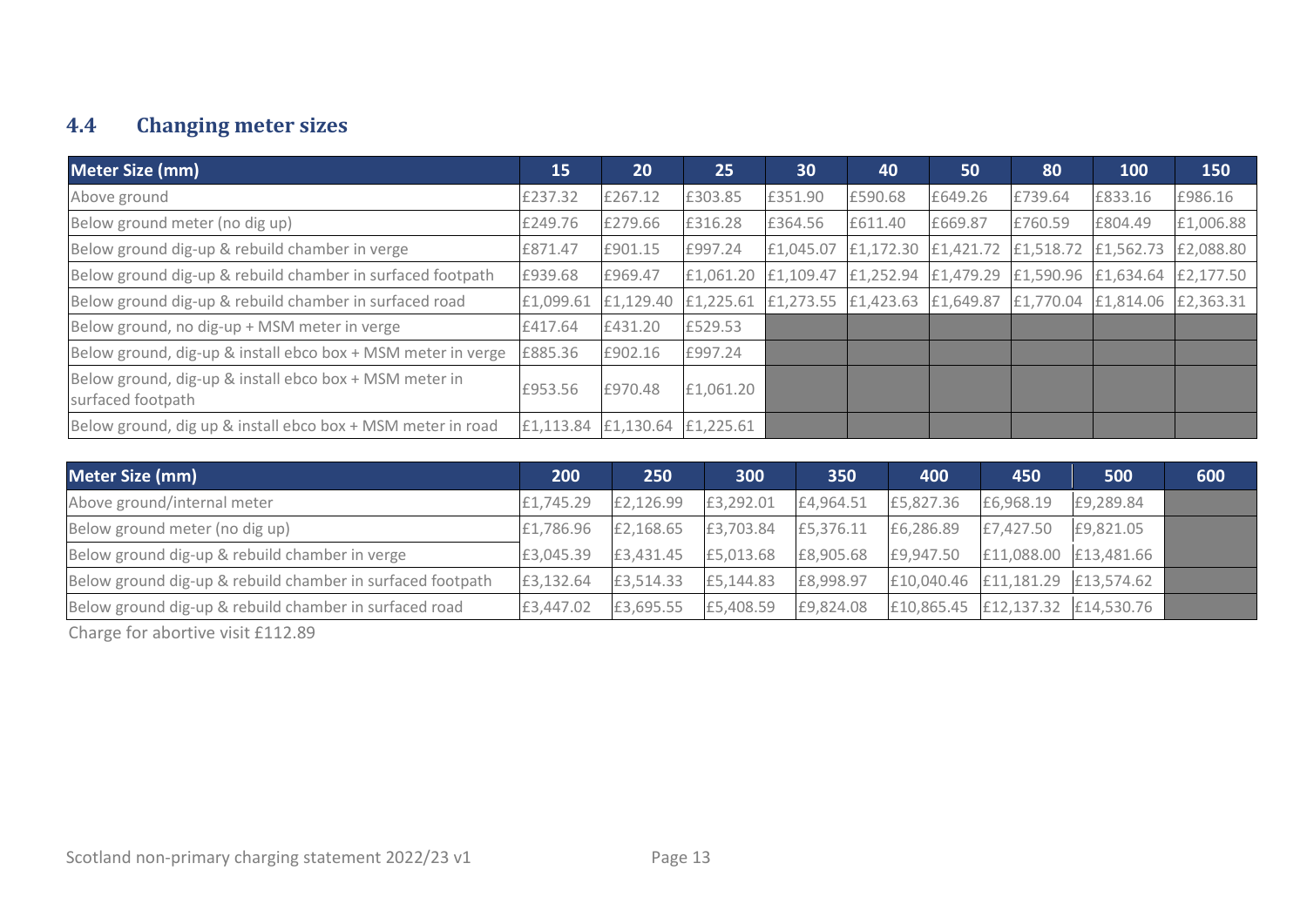## 4.4 Changing meter sizes

| Meter Size (mm) | 15 | 20 | 25 | 30 | 40 | 50 | 80 | 100 | 150 |
|---|---|---|---|---|---|---|---|---|---|
| Above ground | £237.32 | £267.12 | £303.85 | £351.90 | £590.68 | £649.26 | £739.64 | £833.16 | £986.16 |
| Below ground meter (no dig up) | £249.76 | £279.66 | £316.28 | £364.56 | £611.40 | £669.87 | £760.59 | £804.49 | £1,006.88 |
| Below ground dig-up & rebuild chamber in verge | £871.47 | £901.15 | £997.24 | £1,045.07 | £1,172.30 | £1,421.72 | £1,518.72 | £1,562.73 | £2,088.80 |
| Below ground dig-up & rebuild chamber in surfaced footpath | £939.68 | £969.47 | £1,061.20 | £1,109.47 | £1,252.94 | £1,479.29 | £1,590.96 | £1,634.64 | £2,177.50 |
| Below ground dig-up & rebuild chamber in surfaced road | £1,099.61 | £1,129.40 | £1,225.61 | £1,273.55 | £1,423.63 | £1,649.87 | £1,770.04 | £1,814.06 | £2,363.31 |
| Below ground, no dig-up + MSM meter in verge | £417.64 | £431.20 | £529.53 | | | | | | |
| Below ground, dig-up & install ebco box + MSM meter in verge | £885.36 | £902.16 | £997.24 | | | | | | |
| Below ground, dig-up & install ebco box + MSM meter in surfaced footpath | £953.56 | £970.48 | £1,061.20 | | | | | | |
| Below ground, dig up & install ebco box + MSM meter in road | £1,113.84 | £1,130.64 | £1,225.61 | | | | | | |

| Meter Size (mm) | 200 | 250 | 300 | 350 | 400 | 450 | 500 | 600 |
|---|---|---|---|---|---|---|---|---|
| Above ground/internal meter | £1,745.29 | £2,126.99 | £3,292.01 | £4,964.51 | £5,827.36 | £6,968.19 | £9,289.84 | |
| Below ground meter (no dig up) | £1,786.96 | £2,168.65 | £3,703.84 | £5,376.11 | £6,286.89 | £7,427.50 | £9,821.05 | |
| Below ground dig-up & rebuild chamber in verge | £3,045.39 | £3,431.45 | £5,013.68 | £8,905.68 | £9,947.50 | £11,088.00 | £13,481.66 | |
| Below ground dig-up & rebuild chamber in surfaced footpath | £3,132.64 | £3,514.33 | £5,144.83 | £8,998.97 | £10,040.46 | £11,181.29 | £13,574.62 | |
| Below ground dig-up & rebuild chamber in surfaced road | £3,447.02 | £3,695.55 | £5,408.59 | £9,824.08 | £10,865.45 | £12,137.32 | £14,530.76 | |

Charge for abortive visit £112.89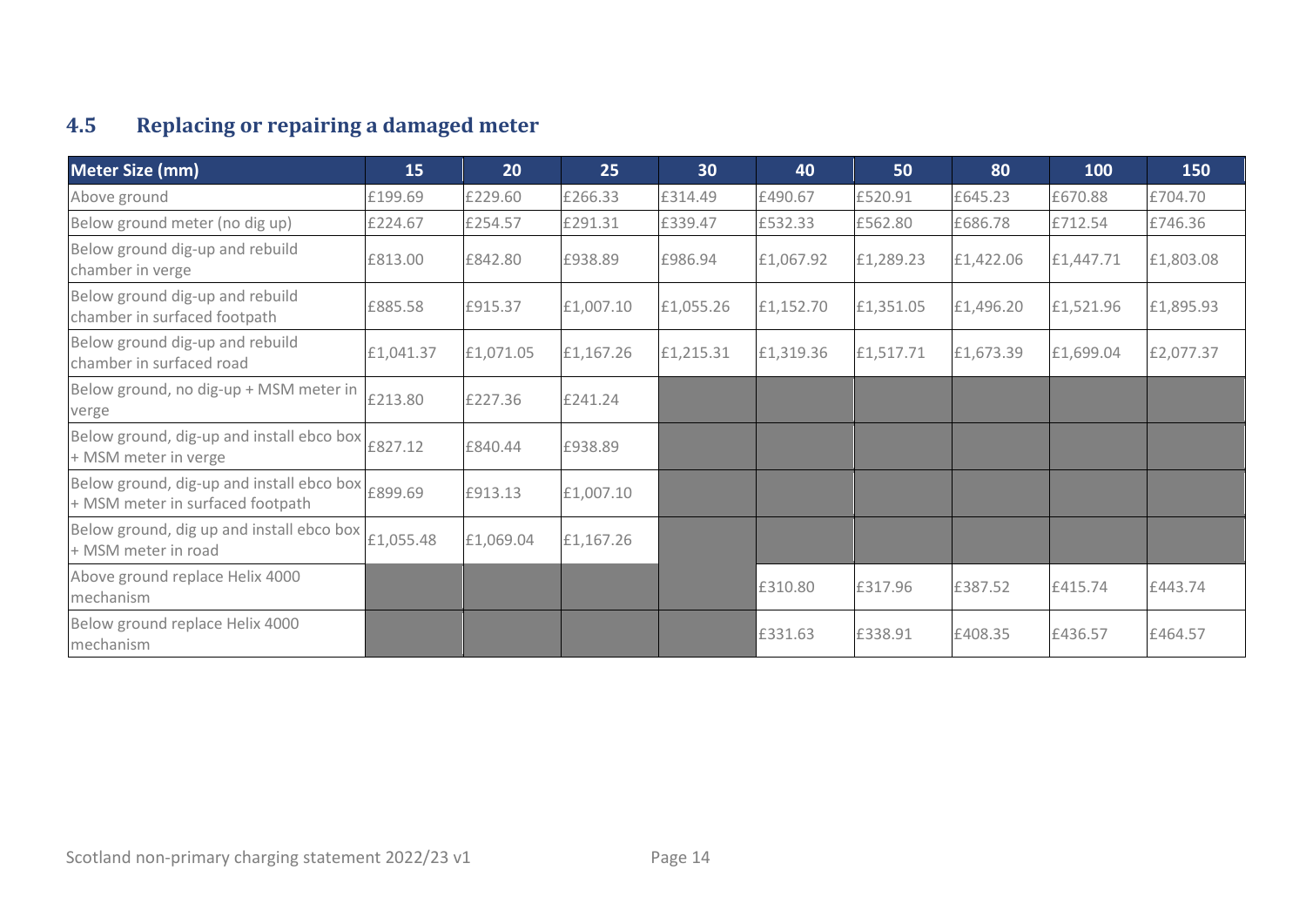## 4.5 Replacing or repairing a damaged meter

| Meter Size (mm) | 15 | 20 | 25 | 30 | 40 | 50 | 80 | 100 | 150 |
|---|---|---|---|---|---|---|---|---|---|
| Above ground | £199.69 | £229.60 | £266.33 | £314.49 | £490.67 | £520.91 | £645.23 | £670.88 | £704.70 |
| Below ground meter (no dig up) | £224.67 | £254.57 | £291.31 | £339.47 | £532.33 | £562.80 | £686.78 | £712.54 | £746.36 |
| Below ground dig-up and rebuild chamber in verge | £813.00 | £842.80 | £938.89 | £986.94 | £1,067.92 | £1,289.23 | £1,422.06 | £1,447.71 | £1,803.08 |
| Below ground dig-up and rebuild chamber in surfaced footpath | £885.58 | £915.37 | £1,007.10 | £1,055.26 | £1,152.70 | £1,351.05 | £1,496.20 | £1,521.96 | £1,895.93 |
| Below ground dig-up and rebuild chamber in surfaced road | £1,041.37 | £1,071.05 | £1,167.26 | £1,215.31 | £1,319.36 | £1,517.71 | £1,673.39 | £1,699.04 | £2,077.37 |
| Below ground, no dig-up + MSM meter in verge | £213.80 | £227.36 | £241.24 | | | | | | |
| Below ground, dig-up and install ebco box + MSM meter in verge | £827.12 | £840.44 | £938.89 | | | | | | |
| Below ground, dig-up and install ebco box + MSM meter in surfaced footpath | £899.69 | £913.13 | £1,007.10 | | | | | | |
| Below ground, dig up and install ebco box + MSM meter in road | £1,055.48 | £1,069.04 | £1,167.26 | | | | | | |
| Above ground replace Helix 4000 mechanism | | | | | £310.80 | £317.96 | £387.52 | £415.74 | £443.74 |
| Below ground replace Helix 4000 mechanism | | | | | £331.63 | £338.91 | £408.35 | £436.57 | £464.57 |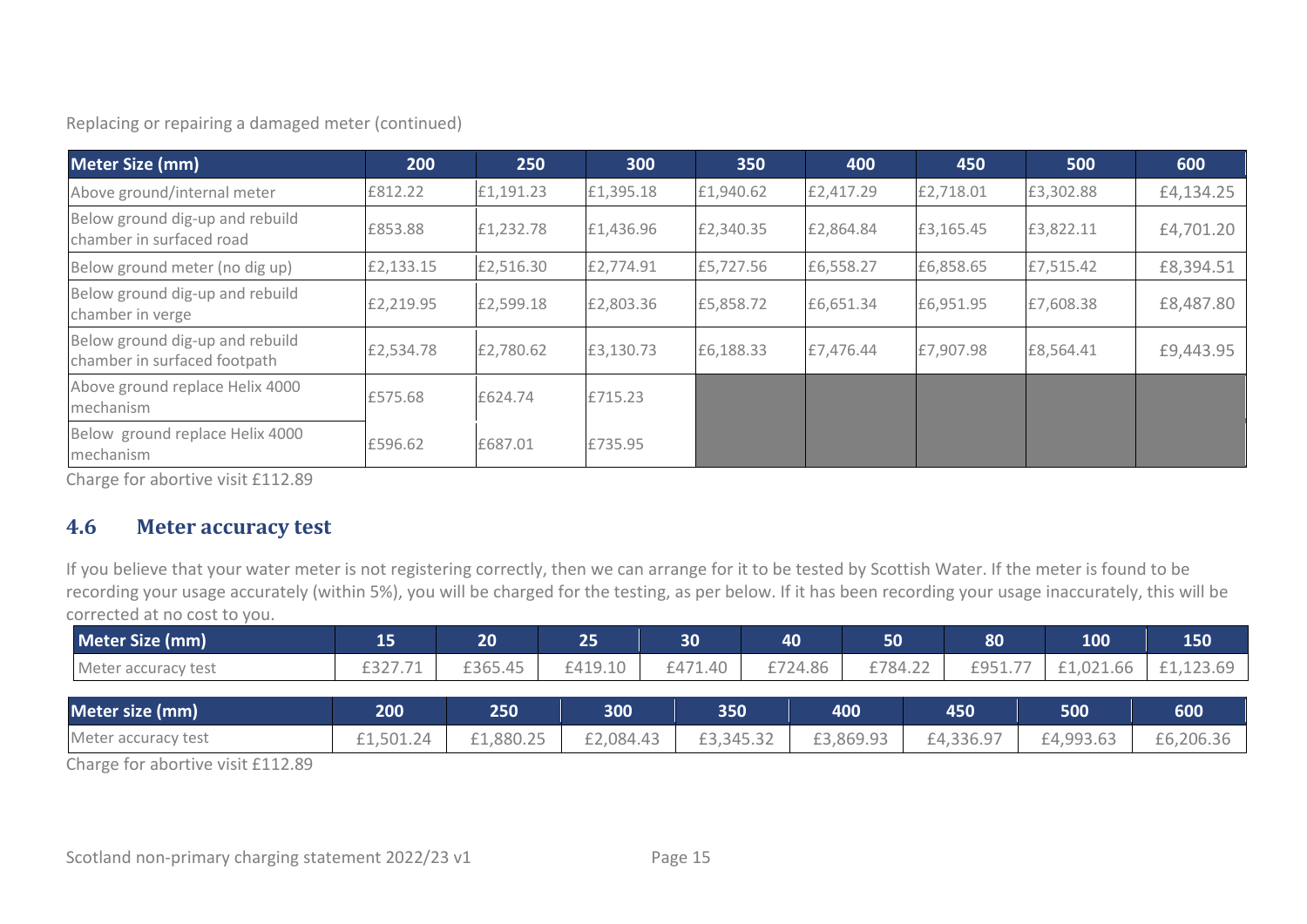Replacing or repairing a damaged meter (continued)

| Meter Size (mm) | 200 | 250 | 300 | 350 | 400 | 450 | 500 | 600 |
|---|---|---|---|---|---|---|---|---|
| Above ground/internal meter | £812.22 | £1,191.23 | £1,395.18 | £1,940.62 | £2,417.29 | £2,718.01 | £3,302.88 | £4,134.25 |
| Below ground dig-up and rebuild chamber in surfaced road | £853.88 | £1,232.78 | £1,436.96 | £2,340.35 | £2,864.84 | £3,165.45 | £3,822.11 | £4,701.20 |
| Below ground meter (no dig up) | £2,133.15 | £2,516.30 | £2,774.91 | £5,727.56 | £6,558.27 | £6,858.65 | £7,515.42 | £8,394.51 |
| Below ground dig-up and rebuild chamber in verge | £2,219.95 | £2,599.18 | £2,803.36 | £5,858.72 | £6,651.34 | £6,951.95 | £7,608.38 | £8,487.80 |
| Below ground dig-up and rebuild chamber in surfaced footpath | £2,534.78 | £2,780.62 | £3,130.73 | £6,188.33 | £7,476.44 | £7,907.98 | £8,564.41 | £9,443.95 |
| Above ground replace Helix 4000 mechanism | £575.68 | £624.74 | £715.23 | | | | | |
| Below ground replace Helix 4000 mechanism | £596.62 | £687.01 | £735.95 | | | | | |

Charge for abortive visit £112.89

## 4.6 Meter accuracy test

If you believe that your water meter is not registering correctly, then we can arrange for it to be tested by Scottish Water. If the meter is found to be recording your usage accurately (within 5%), you will be charged for the testing, as per below. If it has been recording your usage inaccurately, this will be corrected at no cost to you.

| Meter Size (mm) | 15 | 20 | 25 | 30 | 40 | 50 | 80 | 100 | 150 |
|---|---|---|---|---|---|---|---|---|---|
| Meter accuracy test | £327.71 | £365.45 | £419.10 | £471.40 | £724.86 | £784.22 | £951.77 | £1,021.66 | £1,123.69 |

| Meter size (mm) | 200 | 250 | 300 | 350 | 400 | 450 | 500 | 600 |
|---|---|---|---|---|---|---|---|---|
| Meter accuracy test | £1,501.24 | £1,880.25 | £2,084.43 | £3,345.32 | £3,869.93 | £4,336.97 | £4,993.63 | £6,206.36 |

Charge for abortive visit £112.89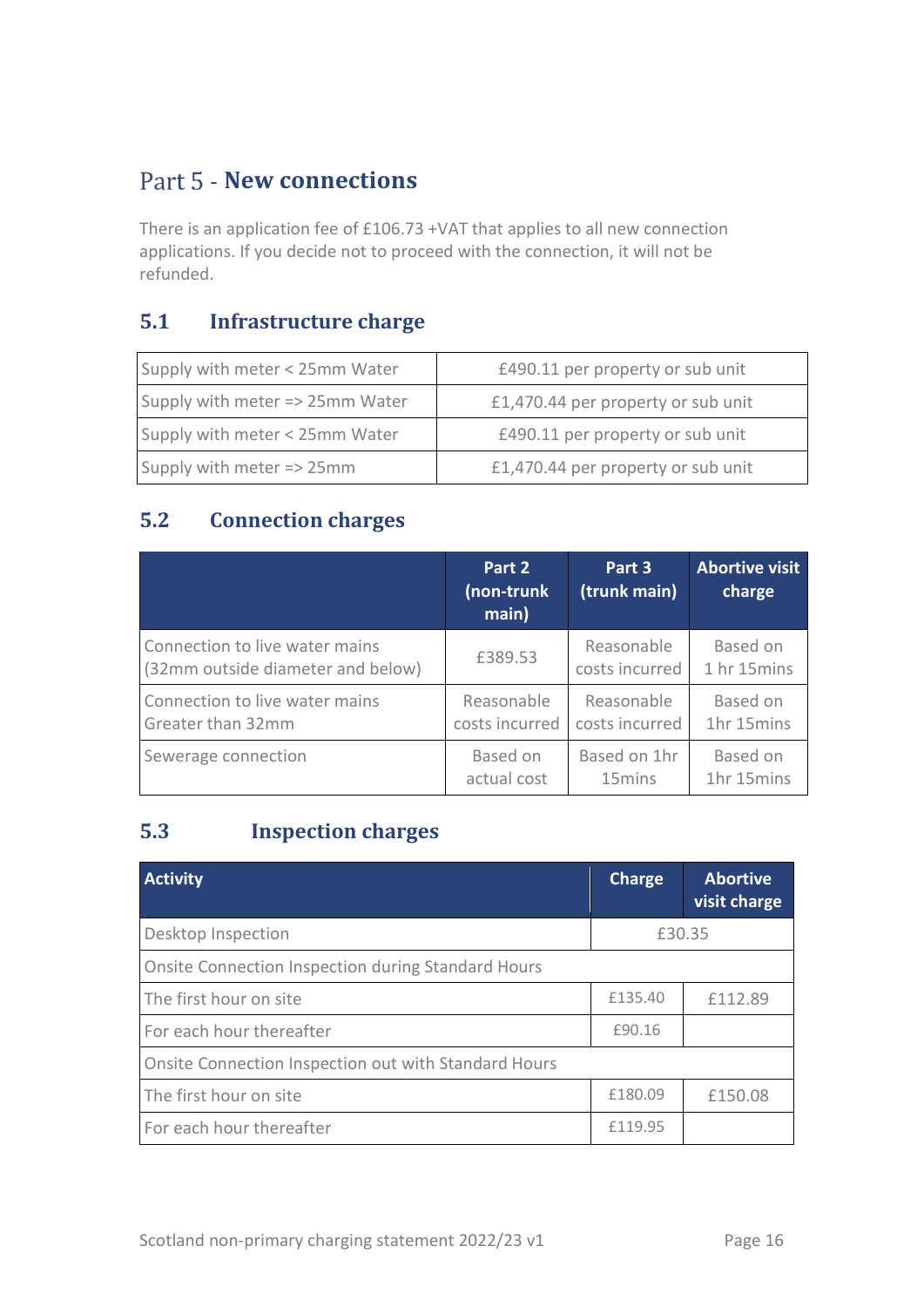# Part 5 - **New connections**

There is an application fee of £106.73 +VAT that applies to all new connection applications. If you decide not to proceed with the connection, it will not be refunded.

## 5.1 Infrastructure charge

| | |
|---|---|
| Supply with meter < 25mm Water | £490.11 per property or sub unit |
| Supply with meter => 25mm Water | £1,470.44 per property or sub unit |
| Supply with meter < 25mm Water | £490.11 per property or sub unit |
| Supply with meter => 25mm | £1,470.44 per property or sub unit |

## 5.2 Connection charges

| | Part 2 (non-trunk main) | Part 3 (trunk main) | Abortive visit charge |
|---|---|---|---|
| Connection to live water mains (32mm outside diameter and below) | £389.53 | Reasonable costs incurred | Based on 1 hr 15mins |
| Connection to live water mains Greater than 32mm | Reasonable costs incurred | Reasonable costs incurred | Based on 1hr 15mins |
| Sewerage connection | Based on actual cost | Based on 1hr 15mins | Based on 1hr 15mins |

## 5.3 Inspection charges

| Activity | Charge | Abortive visit charge |
|---|---|---|
| Desktop Inspection | £30.35 | |
| Onsite Connection Inspection during Standard Hours | | |
| The first hour on site | £135.40 | £112.89 |
| For each hour thereafter | £90.16 | |
| Onsite Connection Inspection out with Standard Hours | | |
| The first hour on site | £180.09 | £150.08 |
| For each hour thereafter | £119.95 | |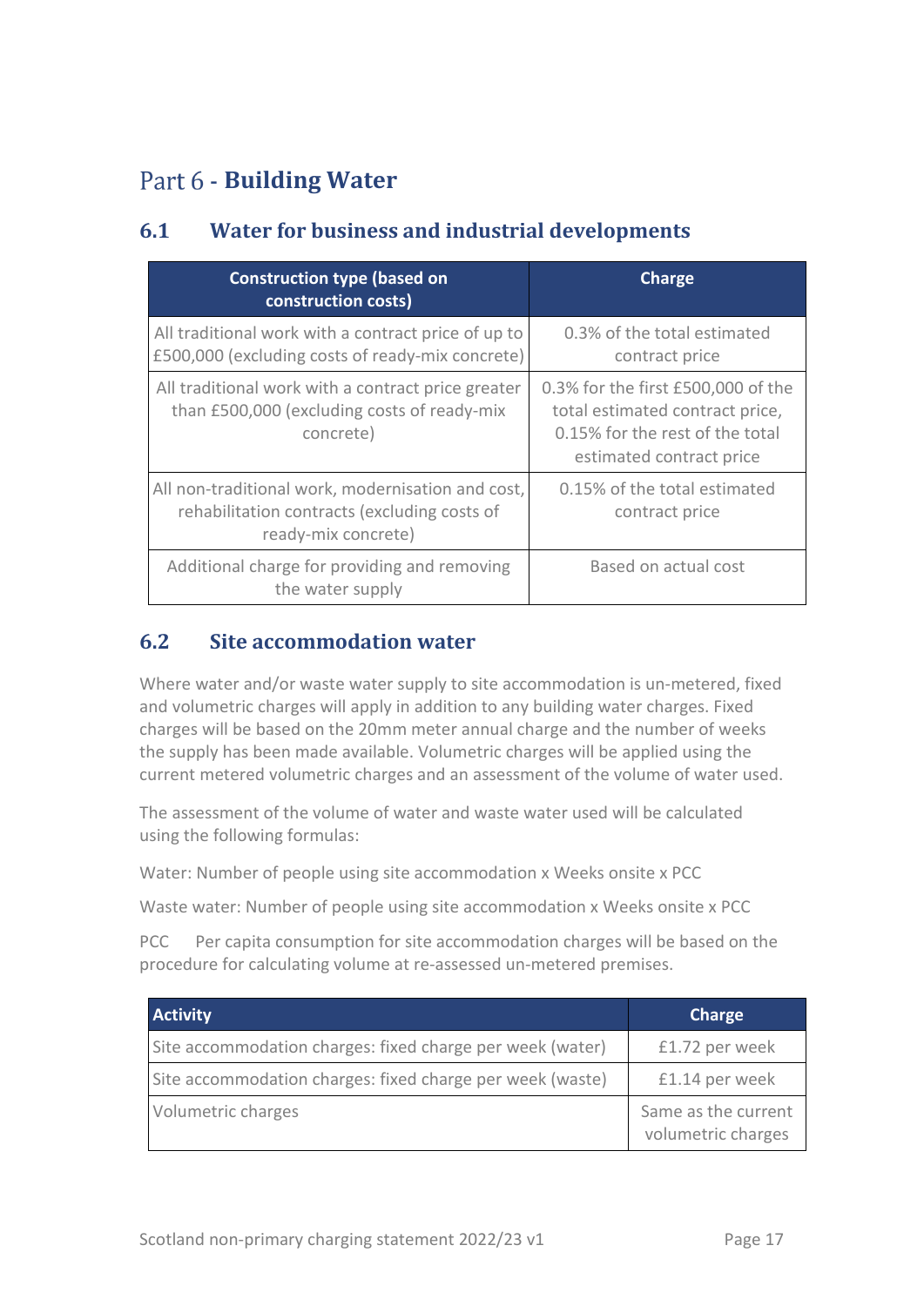# Part 6 - Building Water

## 6.1 Water for business and industrial developments

| Construction type (based on construction costs) | Charge |
| --- | --- |
| All traditional work with a contract price of up to £500,000 (excluding costs of ready-mix concrete) | 0.3% of the total estimated contract price |
| All traditional work with a contract price greater than £500,000 (excluding costs of ready-mix concrete) | 0.3% for the first £500,000 of the total estimated contract price, 0.15% for the rest of the total estimated contract price |
| All non-traditional work, modernisation and cost, rehabilitation contracts (excluding costs of ready-mix concrete) | 0.15% of the total estimated contract price |
| Additional charge for providing and removing the water supply | Based on actual cost |

## 6.2 Site accommodation water

Where water and/or waste water supply to site accommodation is un-metered, fixed and volumetric charges will apply in addition to any building water charges. Fixed charges will be based on the 20mm meter annual charge and the number of weeks the supply has been made available. Volumetric charges will be applied using the current metered volumetric charges and an assessment of the volume of water used.

The assessment of the volume of water and waste water used will be calculated using the following formulas:

Water: Number of people using site accommodation x Weeks onsite x PCC

Waste water: Number of people using site accommodation x Weeks onsite x PCC

PCC Per capita consumption for site accommodation charges will be based on the procedure for calculating volume at re-assessed un-metered premises.

| Activity | Charge |
| --- | --- |
| Site accommodation charges: fixed charge per week (water) | £1.72 per week |
| Site accommodation charges: fixed charge per week (waste) | £1.14 per week |
| Volumetric charges | Same as the current volumetric charges |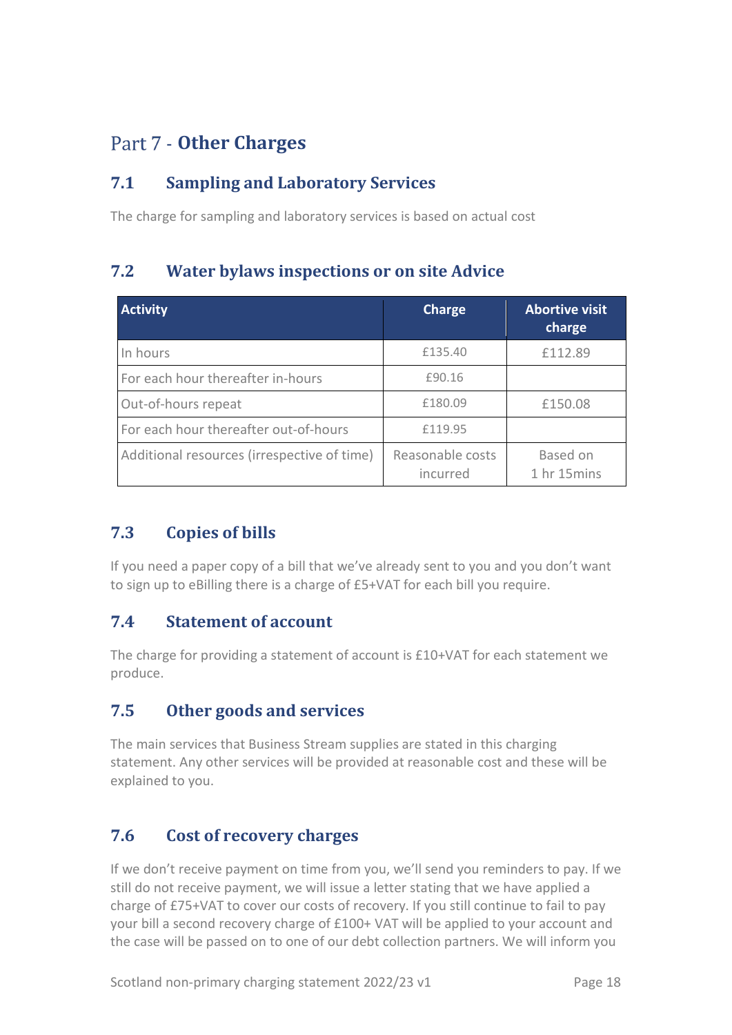# Part 7 - **Other Charges**

## 7.1 Sampling and Laboratory Services

The charge for sampling and laboratory services is based on actual cost

## 7.2 Water bylaws inspections or on site Advice

| Activity | Charge | Abortive visit charge |
|---|---|---|
| In hours | £135.40 | £112.89 |
| For each hour thereafter in-hours | £90.16 | |
| Out-of-hours repeat | £180.09 | £150.08 |
| For each hour thereafter out-of-hours | £119.95 | |
| Additional resources (irrespective of time) | Reasonable costs incurred | Based on 1 hr 15mins |

## 7.3 Copies of bills

If you need a paper copy of a bill that we've already sent to you and you don't want to sign up to eBilling there is a charge of £5+VAT for each bill you require.

## 7.4 Statement of account

The charge for providing a statement of account is £10+VAT for each statement we produce.

## 7.5 Other goods and services

The main services that Business Stream supplies are stated in this charging statement. Any other services will be provided at reasonable cost and these will be explained to you.

## 7.6 Cost of recovery charges

If we don't receive payment on time from you, we'll send you reminders to pay. If we still do not receive payment, we will issue a letter stating that we have applied a charge of £75+VAT to cover our costs of recovery. If you still continue to fail to pay your bill a second recovery charge of £100+ VAT will be applied to your account and the case will be passed on to one of our debt collection partners. We will inform you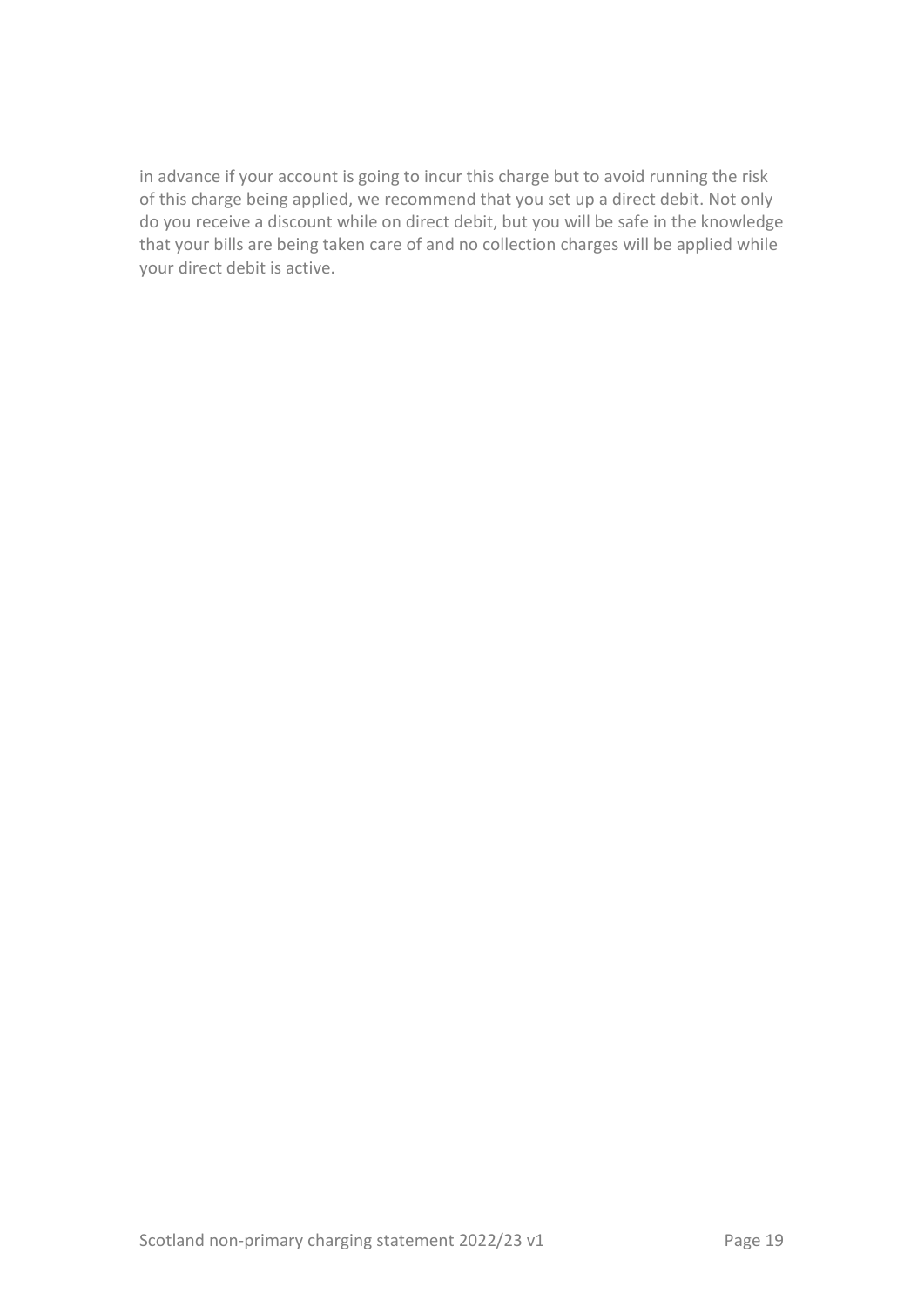in advance if your account is going to incur this charge but to avoid running the risk of this charge being applied, we recommend that you set up a direct debit. Not only do you receive a discount while on direct debit, but you will be safe in the knowledge that your bills are being taken care of and no collection charges will be applied while your direct debit is active.